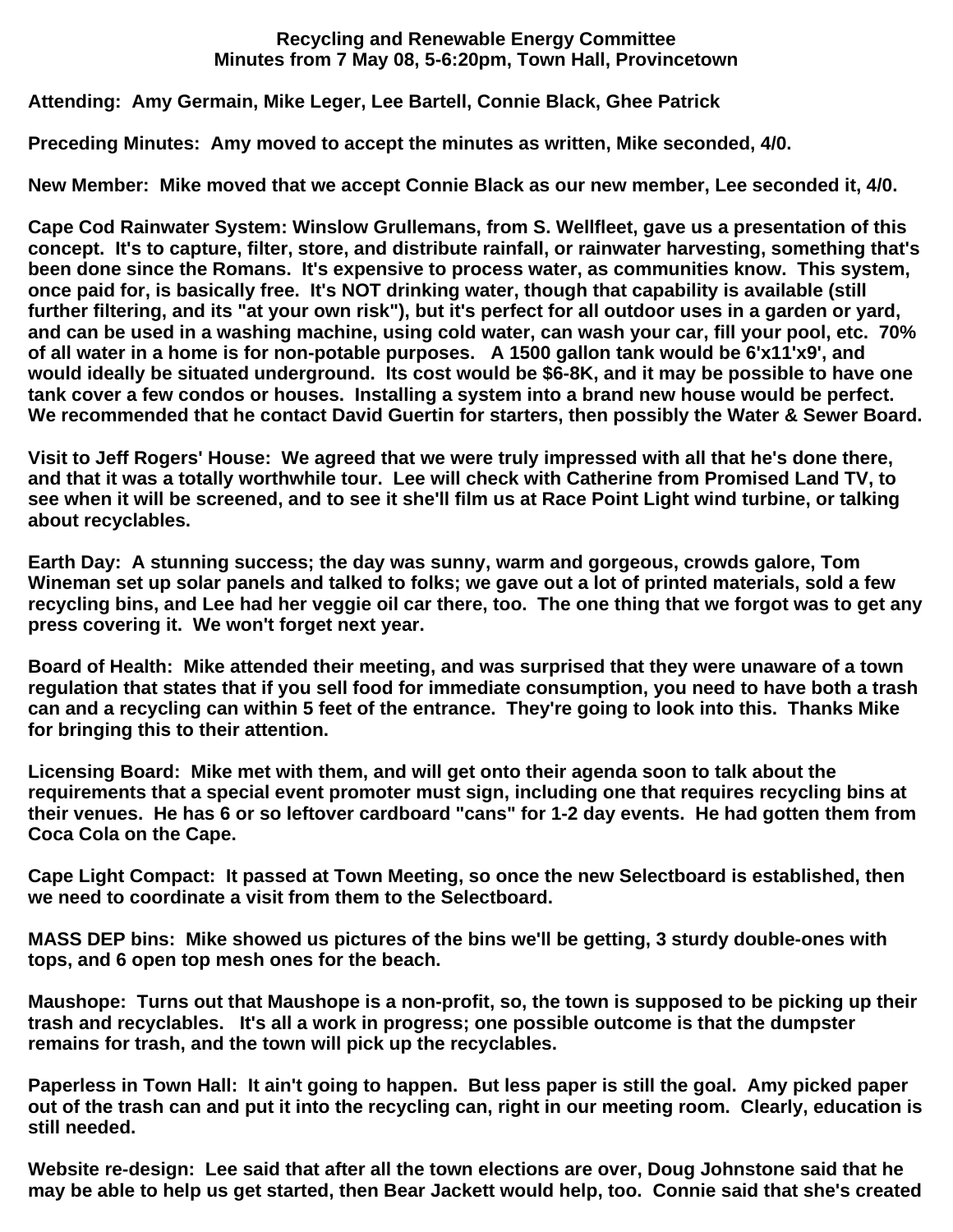**Recycling and Renewable Energy Committee**
**Minutes from 7 May 08, 5-6:20pm, Town Hall, Provincetown**

**Attending: Amy Germain, Mike Leger, Lee Bartell, Connie Black, Ghee Patrick**

**Preceding Minutes: Amy moved to accept the minutes as written, Mike seconded, 4/0.**

**New Member: Mike moved that we accept Connie Black as our new member, Lee seconded it, 4/0.**

**Cape Cod Rainwater System: Winslow Grullemans, from S. Wellfleet, gave us a presentation of this concept. It's to capture, filter, store, and distribute rainfall, or rainwater harvesting, something that's been done since the Romans. It's expensive to process water, as communities know. This system, once paid for, is basically free. It's NOT drinking water, though that capability is available (still further filtering, and its "at your own risk"), but it's perfect for all outdoor uses in a garden or yard, and can be used in a washing machine, using cold water, can wash your car, fill your pool, etc. 70% of all water in a home is for non-potable purposes. A 1500 gallon tank would be 6'x11'x9', and would ideally be situated underground. Its cost would be $6-8K, and it may be possible to have one tank cover a few condos or houses. Installing a system into a brand new house would be perfect. We recommended that he contact David Guertin for starters, then possibly the Water & Sewer Board.**

**Visit to Jeff Rogers' House: We agreed that we were truly impressed with all that he's done there, and that it was a totally worthwhile tour. Lee will check with Catherine from Promised Land TV, to see when it will be screened, and to see it she'll film us at Race Point Light wind turbine, or talking about recyclables.**

**Earth Day: A stunning success; the day was sunny, warm and gorgeous, crowds galore, Tom Wineman set up solar panels and talked to folks; we gave out a lot of printed materials, sold a few recycling bins, and Lee had her veggie oil car there, too. The one thing that we forgot was to get any press covering it. We won't forget next year.**

**Board of Health: Mike attended their meeting, and was surprised that they were unaware of a town regulation that states that if you sell food for immediate consumption, you need to have both a trash can and a recycling can within 5 feet of the entrance. They're going to look into this. Thanks Mike for bringing this to their attention.**

**Licensing Board: Mike met with them, and will get onto their agenda soon to talk about the requirements that a special event promoter must sign, including one that requires recycling bins at their venues. He has 6 or so leftover cardboard "cans" for 1-2 day events. He had gotten them from Coca Cola on the Cape.**

**Cape Light Compact: It passed at Town Meeting, so once the new Selectboard is established, then we need to coordinate a visit from them to the Selectboard.**

**MASS DEP bins: Mike showed us pictures of the bins we'll be getting, 3 sturdy double-ones with tops, and 6 open top mesh ones for the beach.**

**Maushope: Turns out that Maushope is a non-profit, so, the town is supposed to be picking up their trash and recyclables. It's all a work in progress; one possible outcome is that the dumpster remains for trash, and the town will pick up the recyclables.**

**Paperless in Town Hall: It ain't going to happen. But less paper is still the goal. Amy picked paper out of the trash can and put it into the recycling can, right in our meeting room. Clearly, education is still needed.**

**Website re-design: Lee said that after all the town elections are over, Doug Johnstone said that he may be able to help us get started, then Bear Jackett would help, too. Connie said that she's created**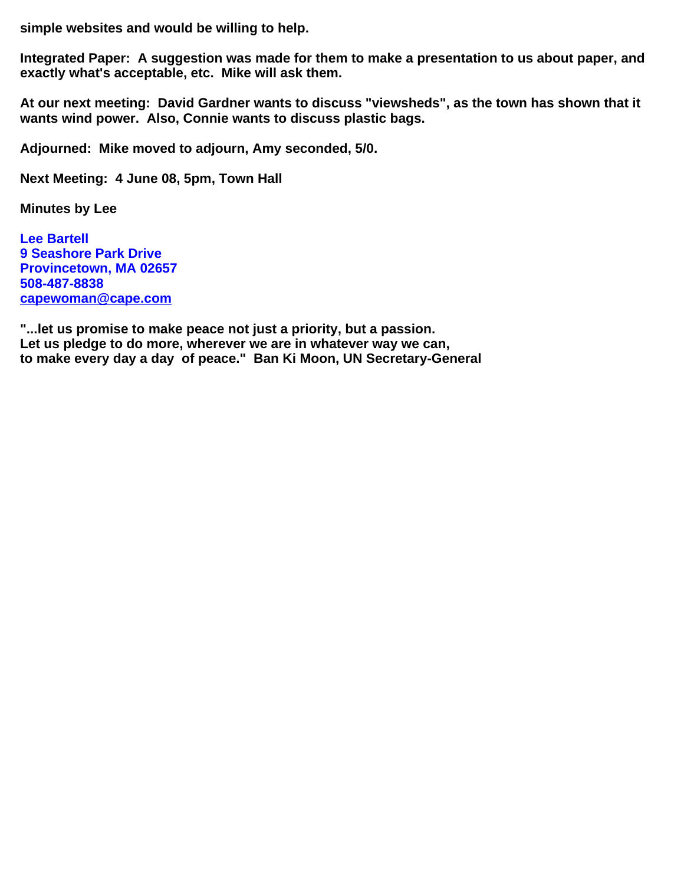**simple websites and would be willing to help.**

**Integrated Paper: A suggestion was made for them to make a presentation to us about paper, and exactly what's acceptable, etc. Mike will ask them.**

**At our next meeting: David Gardner wants to discuss "viewsheds", as the town has shown that it wants wind power. Also, Connie wants to discuss plastic bags.**

**Adjourned: Mike moved to adjourn, Amy seconded, 5/0.**

**Next Meeting: 4 June 08, 5pm, Town Hall**

**Minutes by Lee**

**Lee Bartell**
**9 Seashore Park Drive**
**Provincetown, MA 02657**
**508-487-8838**
**capewoman@cape.com**

**"...let us promise to make peace not just a priority, but a passion.**
**Let us pledge to do more, wherever we are in whatever way we can,**
**to make every day a day of peace." Ban Ki Moon, UN Secretary-General**